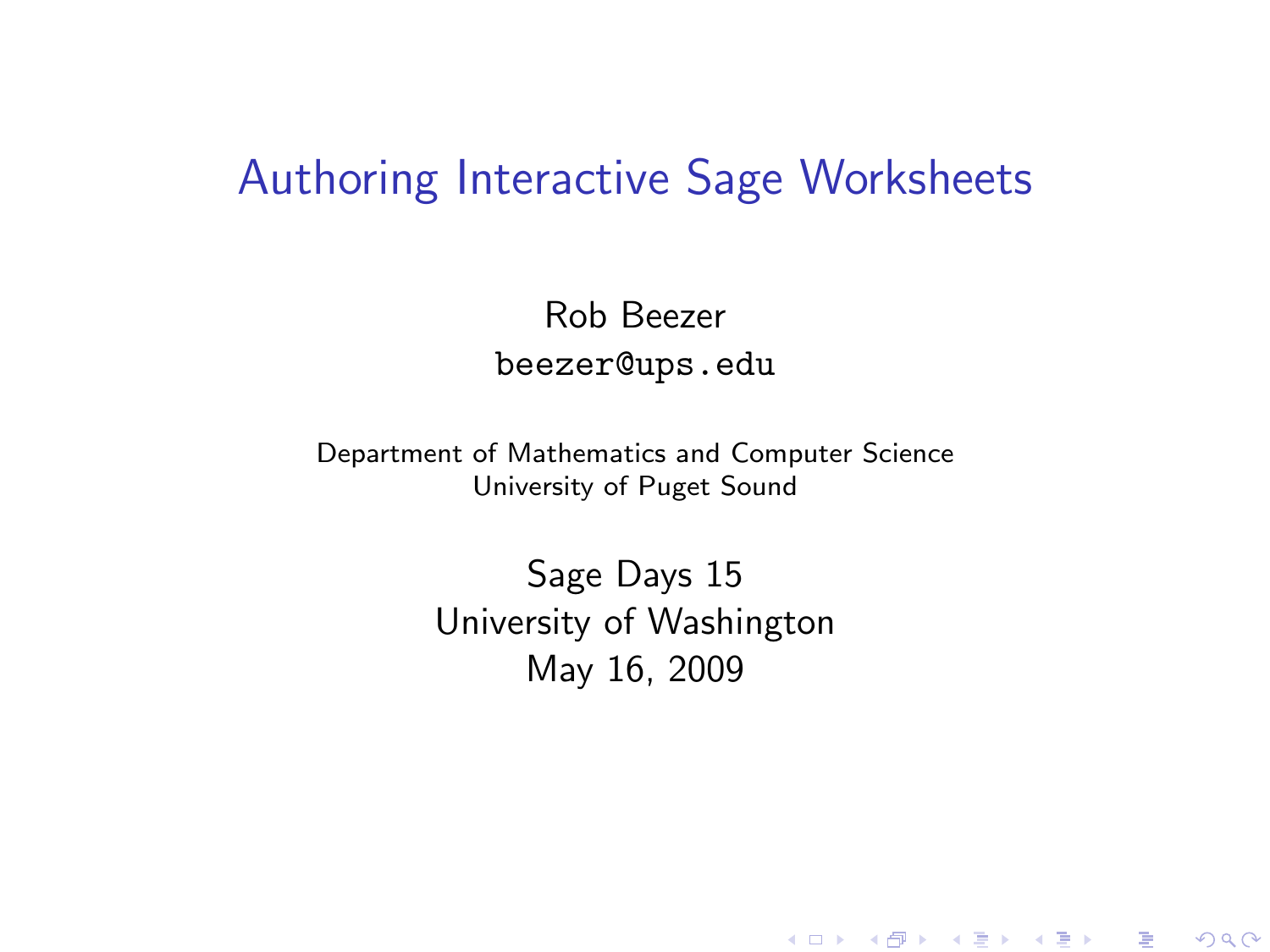# Authoring Interactive Sage Worksheets

Rob Beezer
`beezer@ups.edu`

Department of Mathematics and Computer Science
University of Puget Sound

Sage Days 15
University of Washington
May 16, 2009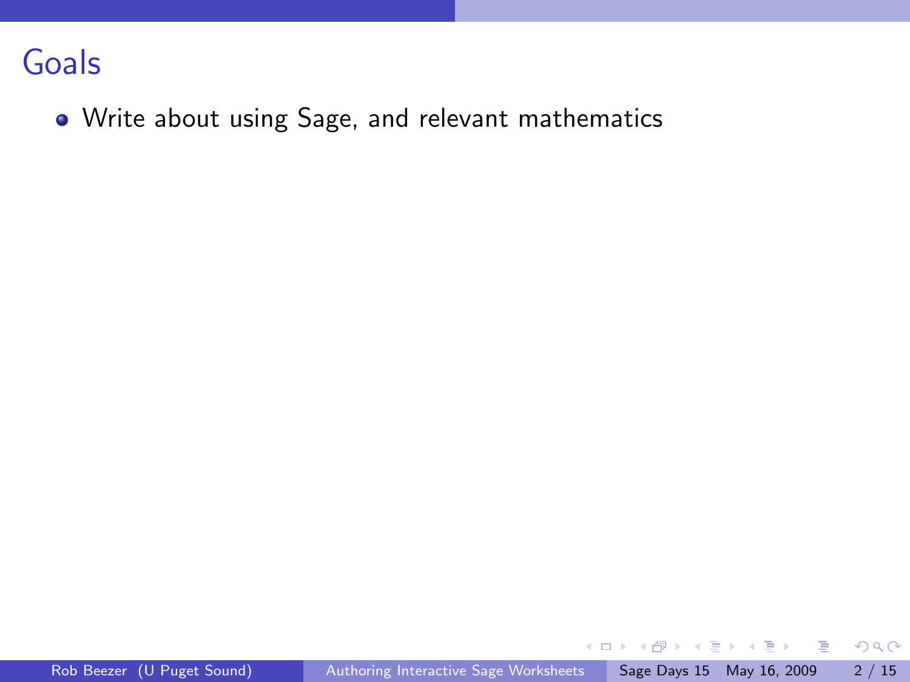# Goals

- Write about using Sage, and relevant mathematics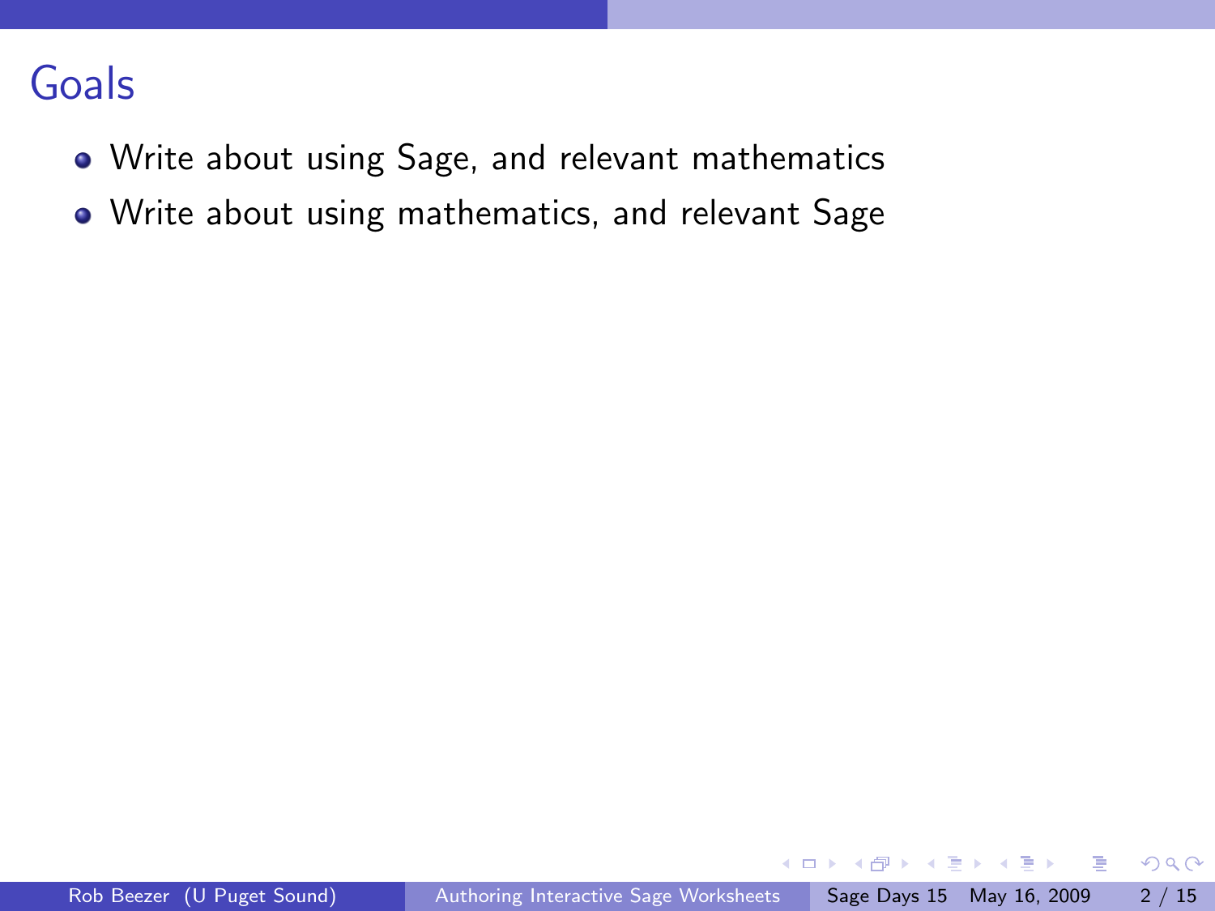## Goals

- Write about using Sage, and relevant mathematics
- Write about using mathematics, and relevant Sage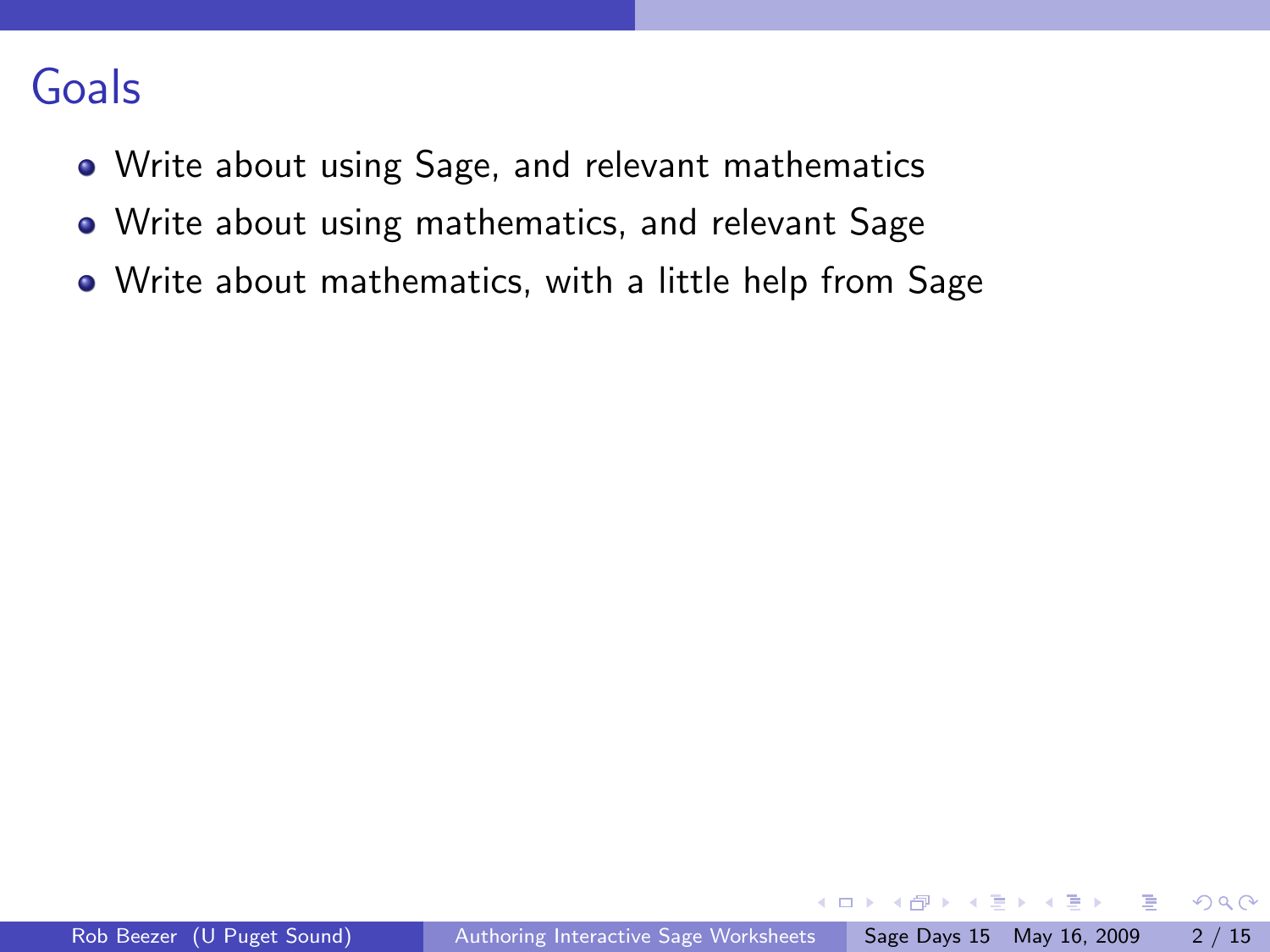## Goals

- Write about using Sage, and relevant mathematics
- Write about using mathematics, and relevant Sage
- Write about mathematics, with a little help from Sage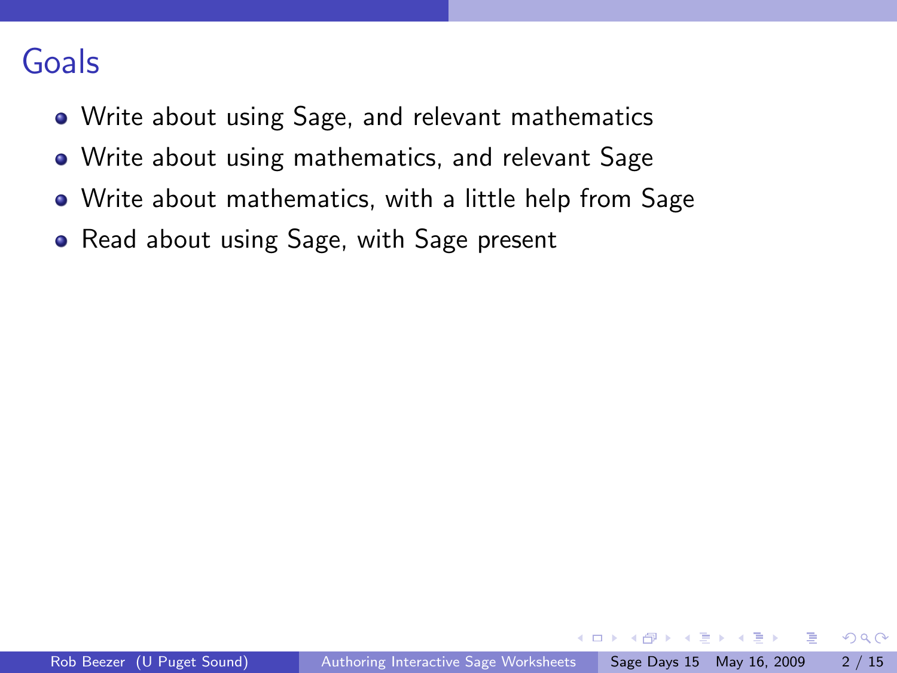# Goals

- Write about using Sage, and relevant mathematics
- Write about using mathematics, and relevant Sage
- Write about mathematics, with a little help from Sage
- Read about using Sage, with Sage present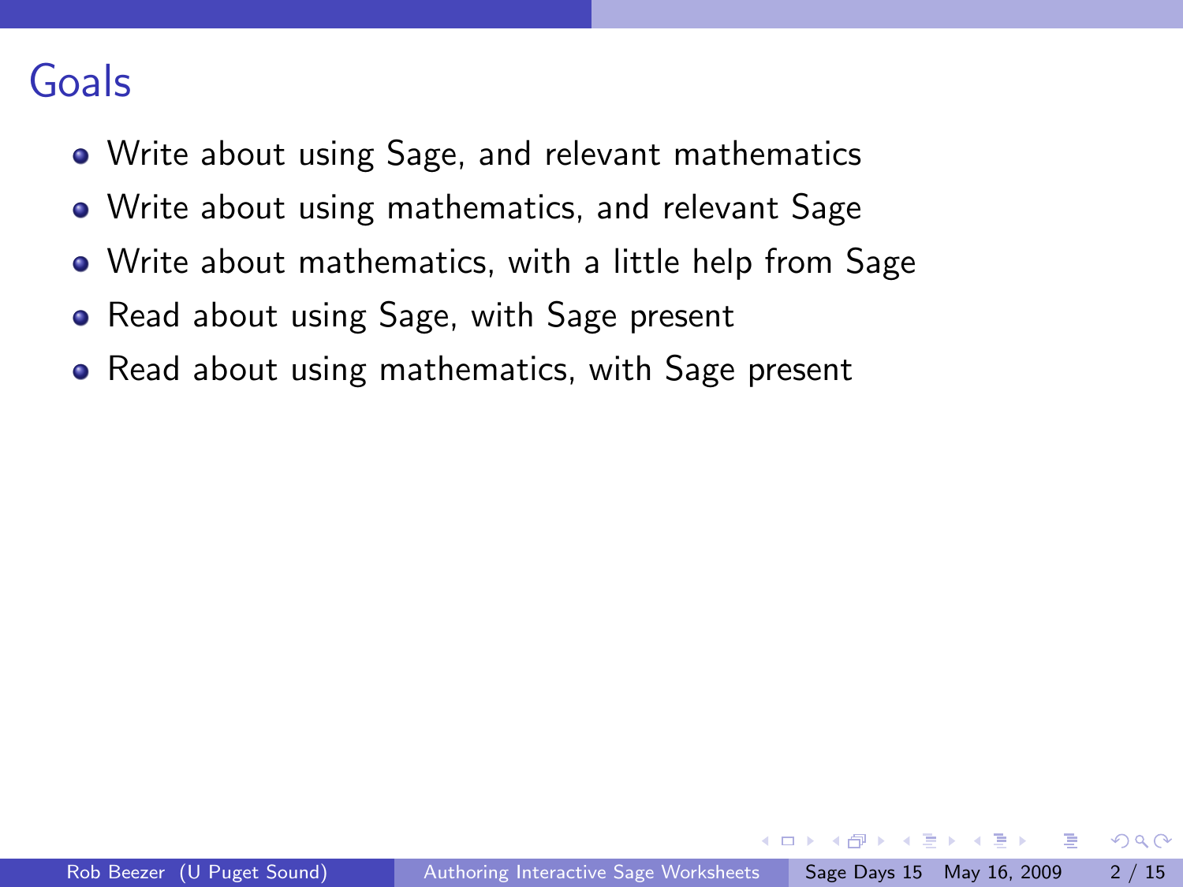# Goals

- Write about using Sage, and relevant mathematics
- Write about using mathematics, and relevant Sage
- Write about mathematics, with a little help from Sage
- Read about using Sage, with Sage present
- Read about using mathematics, with Sage present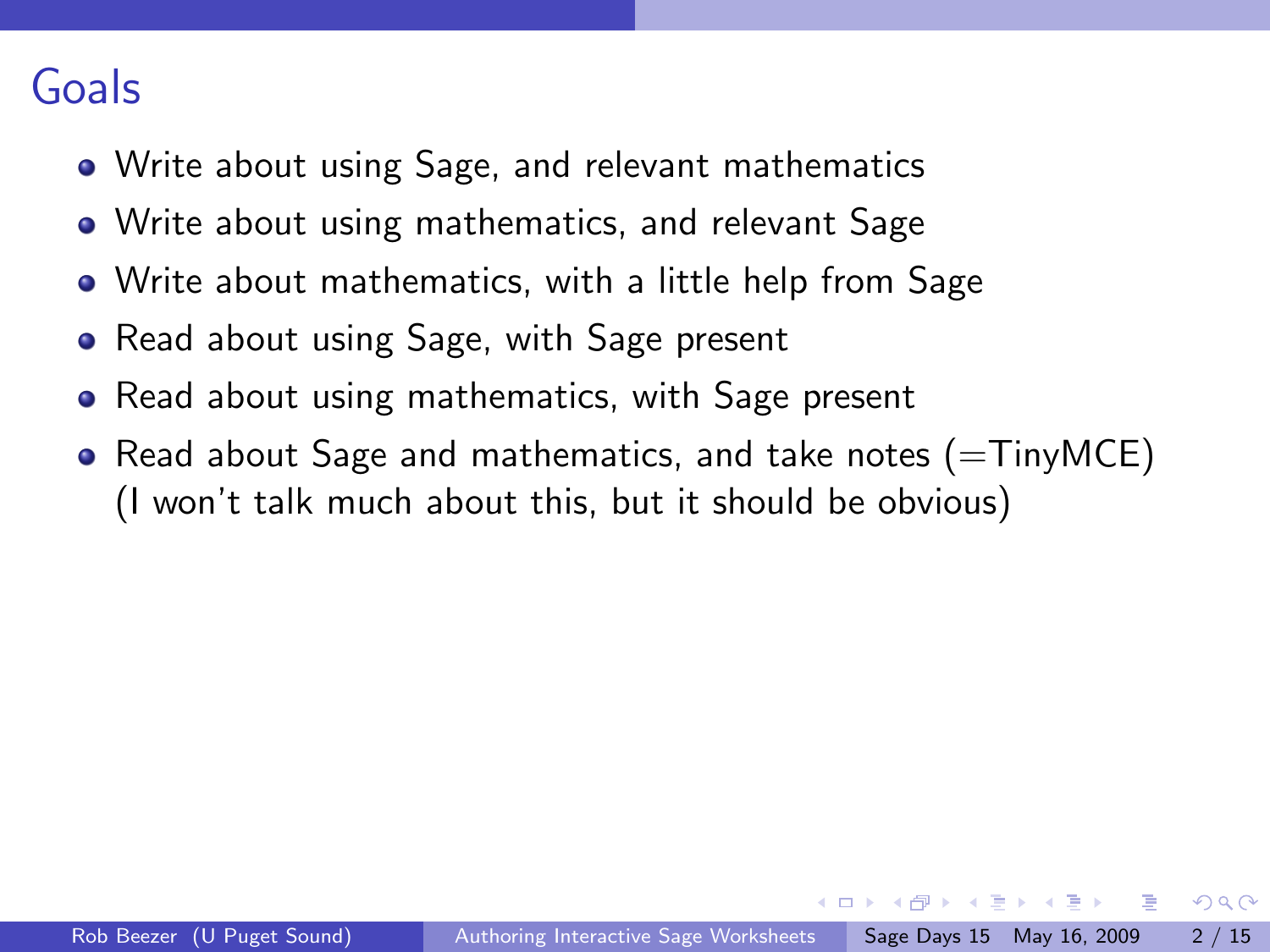# Goals

- Write about using Sage, and relevant mathematics
- Write about using mathematics, and relevant Sage
- Write about mathematics, with a little help from Sage
- Read about using Sage, with Sage present
- Read about using mathematics, with Sage present
- Read about Sage and mathematics, and take notes (=TinyMCE)
  (I won't talk much about this, but it should be obvious)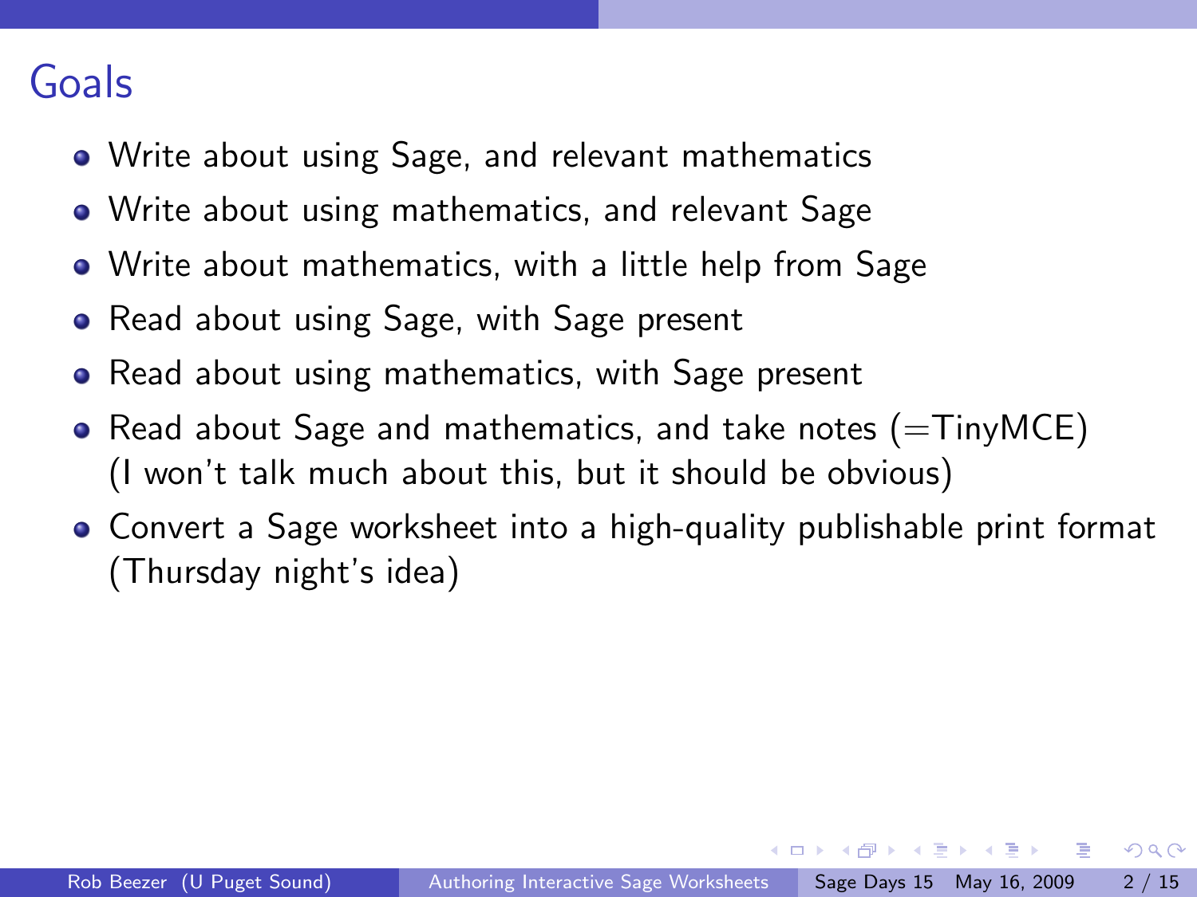# Goals

- Write about using Sage, and relevant mathematics
- Write about using mathematics, and relevant Sage
- Write about mathematics, with a little help from Sage
- Read about using Sage, with Sage present
- Read about using mathematics, with Sage present
- Read about Sage and mathematics, and take notes (=TinyMCE)
  (I won't talk much about this, but it should be obvious)
- Convert a Sage worksheet into a high-quality publishable print format
  (Thursday night's idea)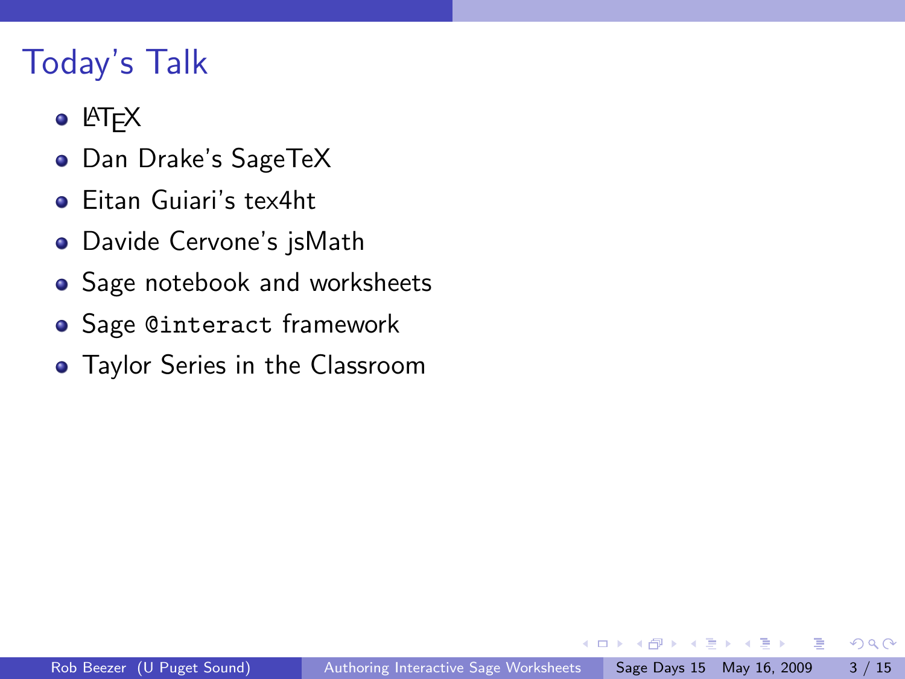# Today's Talk

- LaTeX
- Dan Drake's SageTeX
- Eitan Guiari's tex4ht
- Davide Cervone's jsMath
- Sage notebook and worksheets
- Sage `@interact` framework
- Taylor Series in the Classroom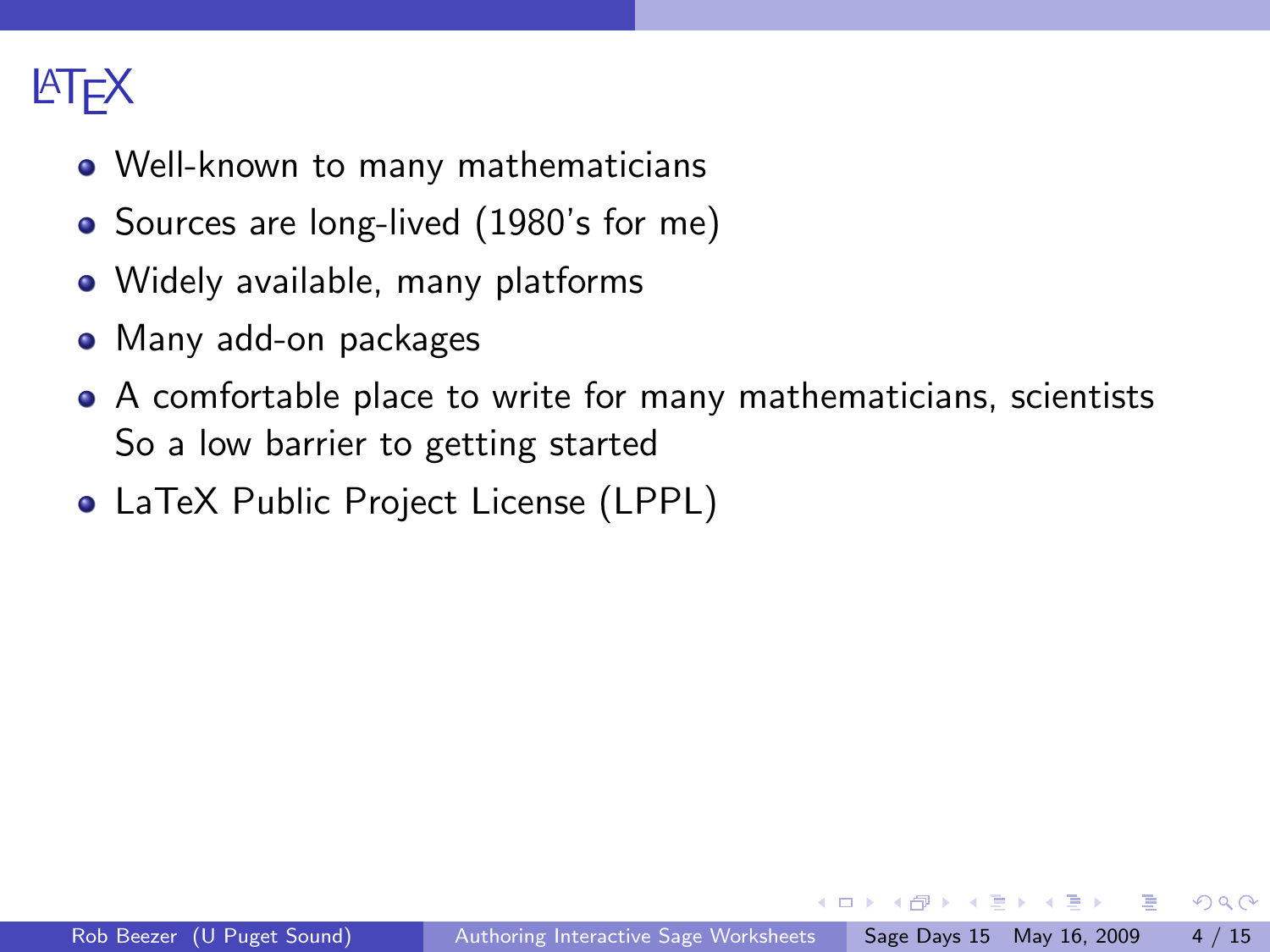# LaTeX

- Well-known to many mathematicians
- Sources are long-lived (1980's for me)
- Widely available, many platforms
- Many add-on packages
- A comfortable place to write for many mathematicians, scientists
  So a low barrier to getting started
- LaTeX Public Project License (LPPL)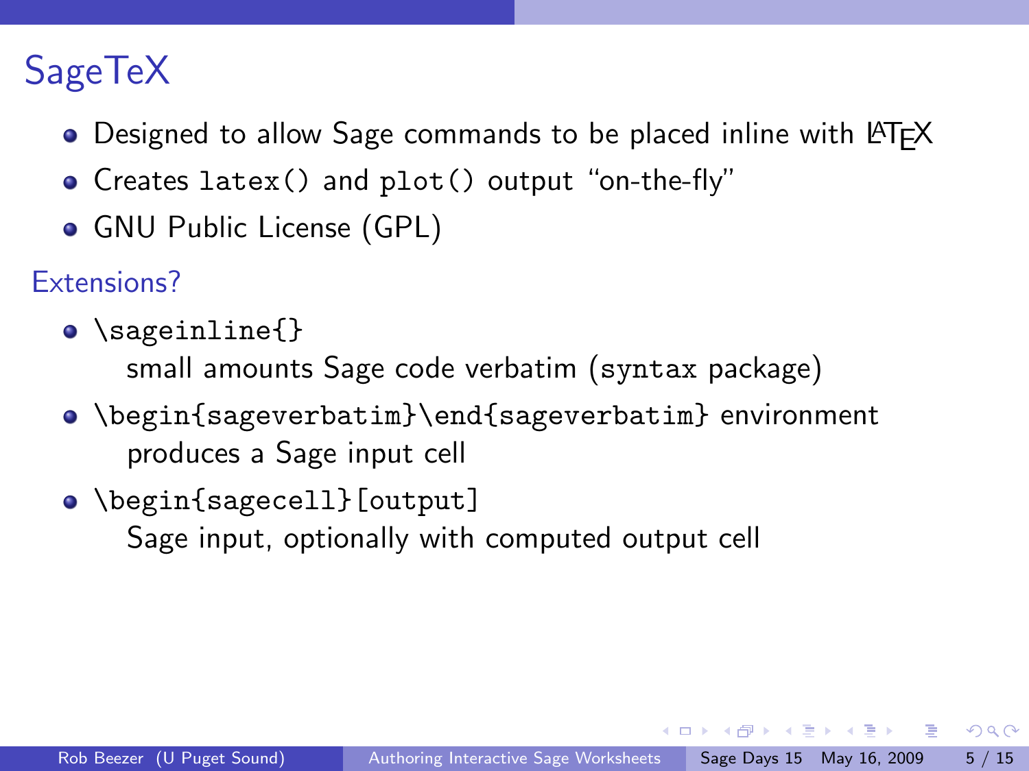# SageTeX

- Designed to allow Sage commands to be placed inline with LaTeX
- Creates `latex()` and `plot()` output "on-the-fly"
- GNU Public License (GPL)

## Extensions?

- `\sageinline{}`
  small amounts Sage code verbatim (`syntax` package)
- `\begin{sageverbatim}\end{sageverbatim}` environment
  produces a Sage input cell
- `\begin{sagecell}[output]`
  Sage input, optionally with computed output cell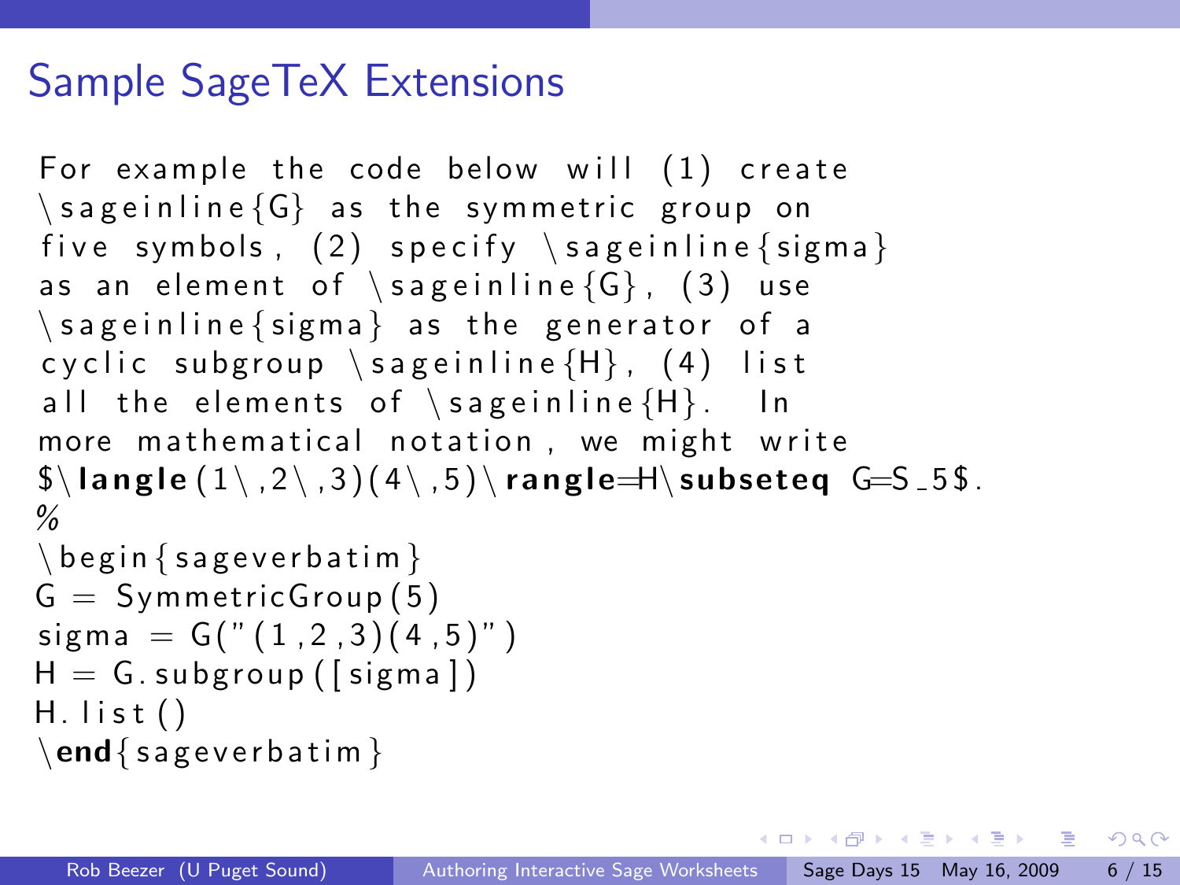# Sample SageTeX Extensions

```
For example the code below will (1) create
\sageinline{G} as the symmetric group on
five symbols, (2) specify \sageinline{sigma}
as an element of \sageinline{G}, (3) use
\sageinline{sigma} as the generator of a
cyclic subgroup \sageinline{H}, (4) list
all the elements of \sageinline{H}.  In
more mathematical notation, we might write
$\langle(1\,2\,3)(4\,5)\rangle=H\subseteq G=S_5$.
%
\begin{sageverbatim}
G = SymmetricGroup(5)
sigma = G("(1,2,3)(4,5)")
H = G.subgroup([sigma])
H.list()
\end{sageverbatim}
```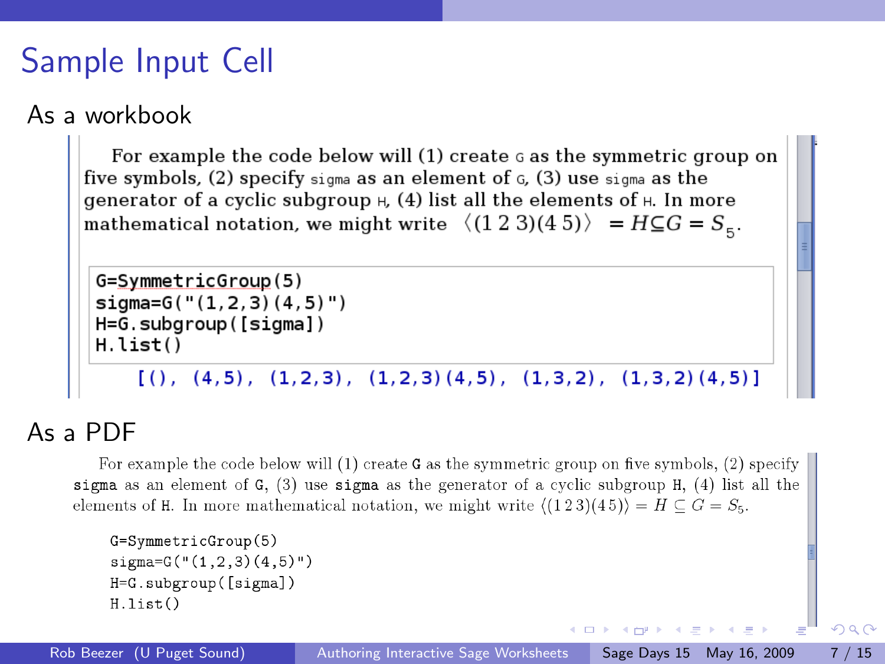# Sample Input Cell

## As a workbook

For example the code below will (1) create G as the symmetric group on five symbols, (2) specify sigma as an element of G, (3) use sigma as the generator of a cyclic subgroup H, (4) list all the elements of H. In more mathematical notation, we might write $\langle(1\ 2\ 3)(4\ 5)\rangle = H \subseteq G = S_5$.

```
G=SymmetricGroup(5)
sigma=G("(1,2,3)(4,5)")
H=G.subgroup([sigma])
H.list()
```

```
[(), (4,5), (1,2,3), (1,2,3)(4,5), (1,3,2), (1,3,2)(4,5)]
```

## As a PDF

For example the code below will (1) create G as the symmetric group on five symbols, (2) specify sigma as an element of G, (3) use sigma as the generator of a cyclic subgroup H, (4) list all the elements of H. In more mathematical notation, we might write $\langle(1\,2\,3)(4\,5)\rangle = H \subseteq G = S_5$.

```
G=SymmetricGroup(5)
sigma=G("(1,2,3)(4,5)")
H=G.subgroup([sigma])
H.list()
```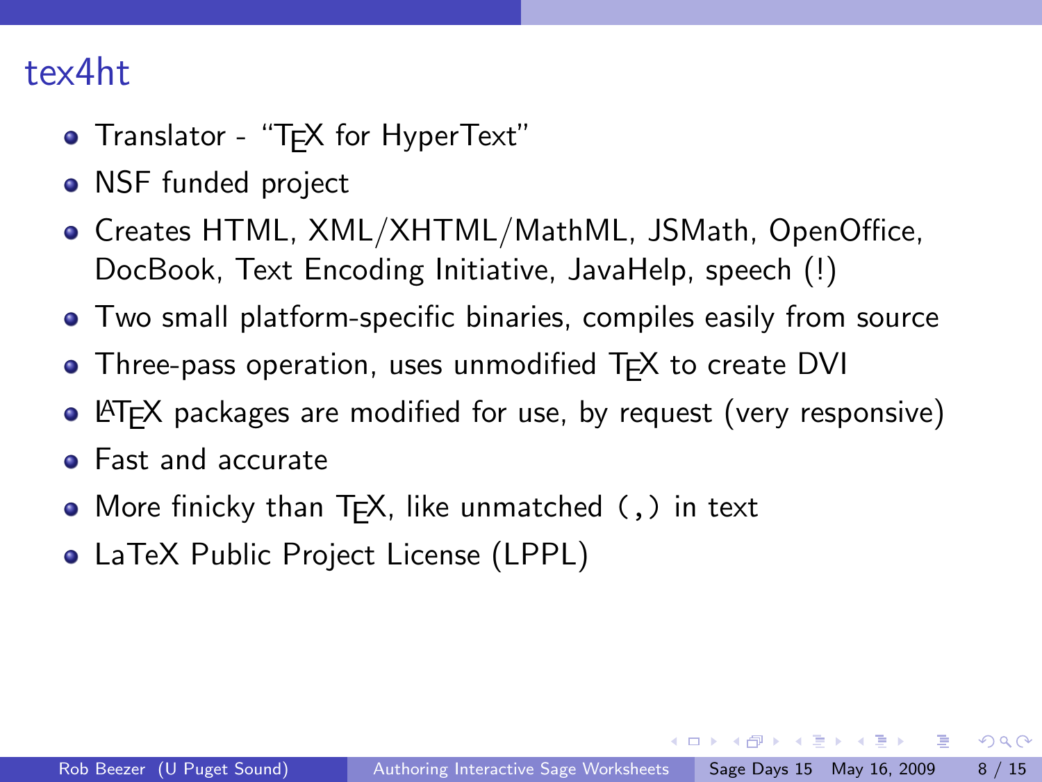# tex4ht

- Translator - "TEX for HyperText"
- NSF funded project
- Creates HTML, XML/XHTML/MathML, JSMath, OpenOffice, DocBook, Text Encoding Initiative, JavaHelp, speech (!)
- Two small platform-specific binaries, compiles easily from source
- Three-pass operation, uses unmodified TEX to create DVI
- LATEX packages are modified for use, by request (very responsive)
- Fast and accurate
- More finicky than TEX, like unmatched `(,)` in text
- LaTeX Public Project License (LPPL)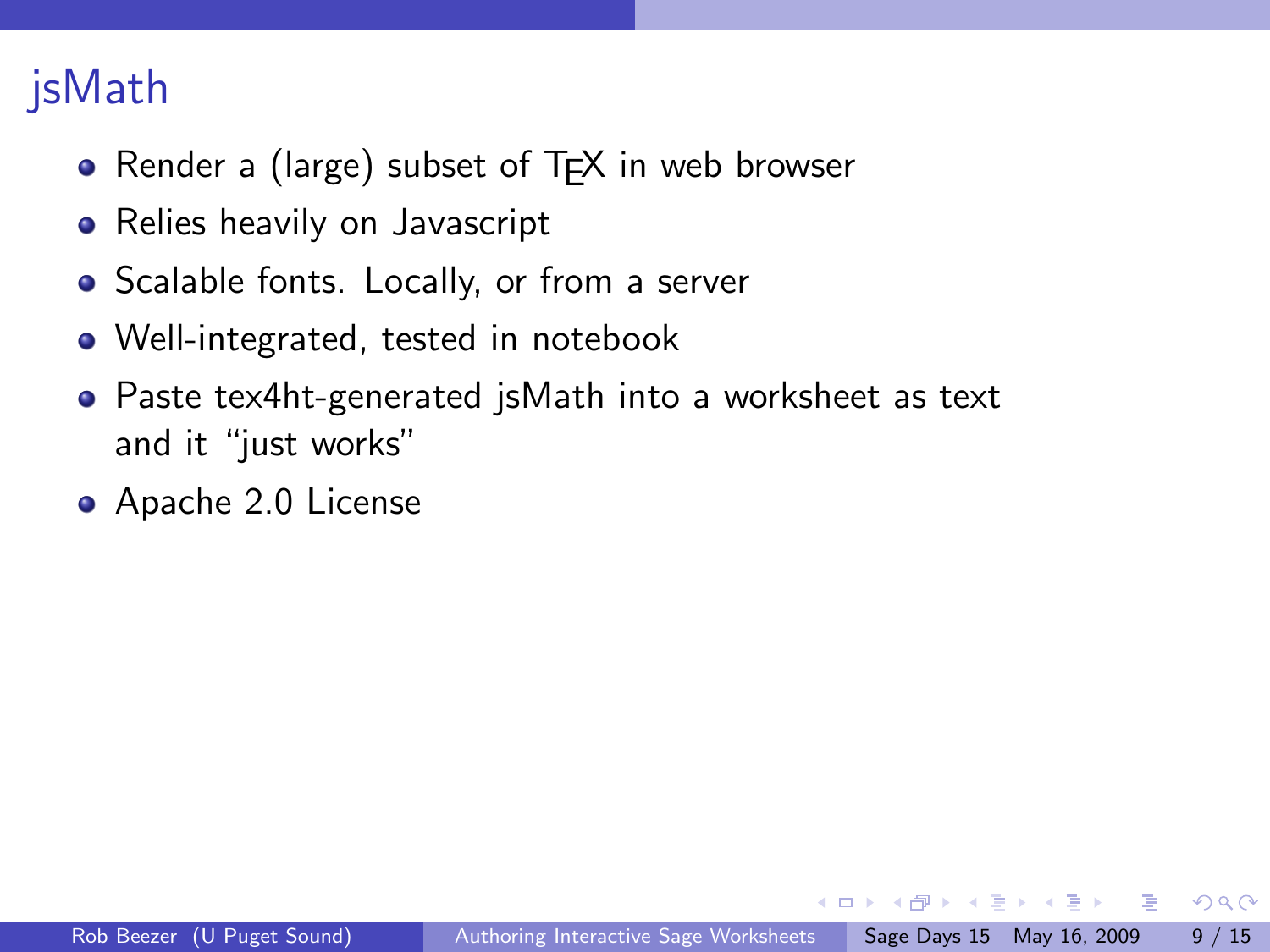# jsMath

- Render a (large) subset of TEX in web browser
- Relies heavily on Javascript
- Scalable fonts. Locally, or from a server
- Well-integrated, tested in notebook
- Paste tex4ht-generated jsMath into a worksheet as text and it "just works"
- Apache 2.0 License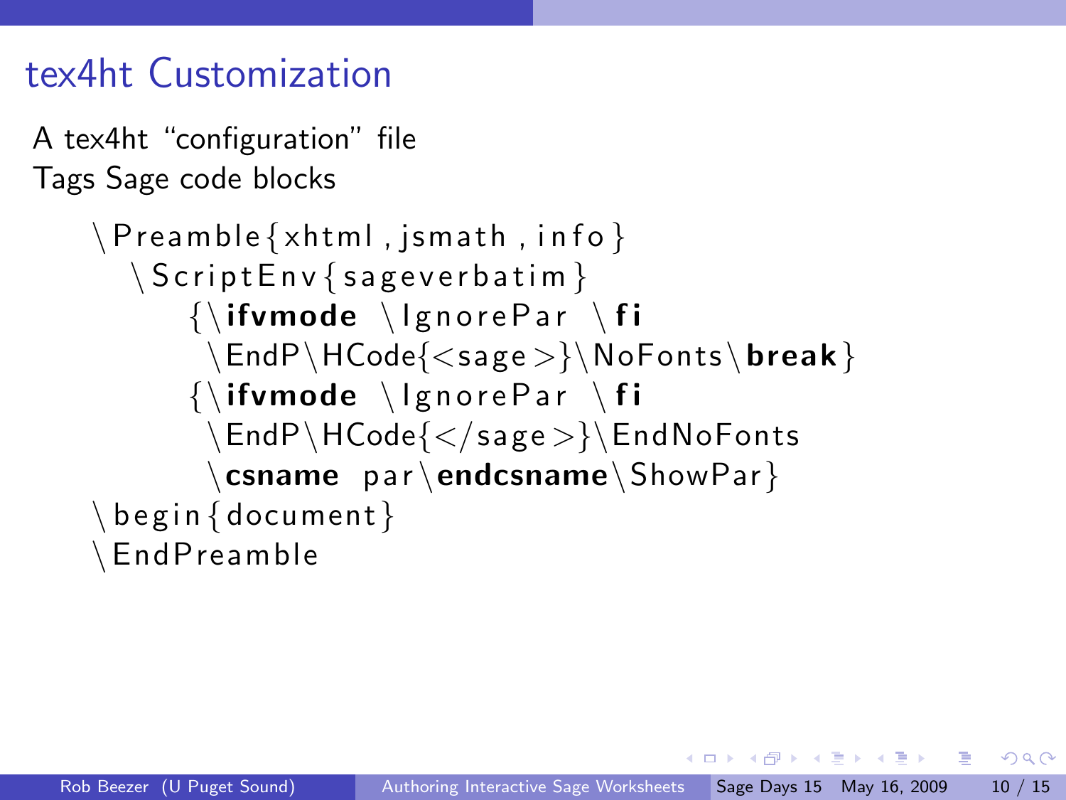## tex4ht Customization

A tex4ht “configuration” file
Tags Sage code blocks

```
\Preamble{xhtml,jsmath,info}
  \ScriptEnv{sageverbatim}
      {\ifvmode \IgnorePar \fi
       \EndP\HCode{<sage>}\NoFonts\break}
      {\ifvmode \IgnorePar \fi
       \EndP\HCode{</sage>}\EndNoFonts
       \csname par\endcsname\ShowPar}
\begin{document}
\EndPreamble
```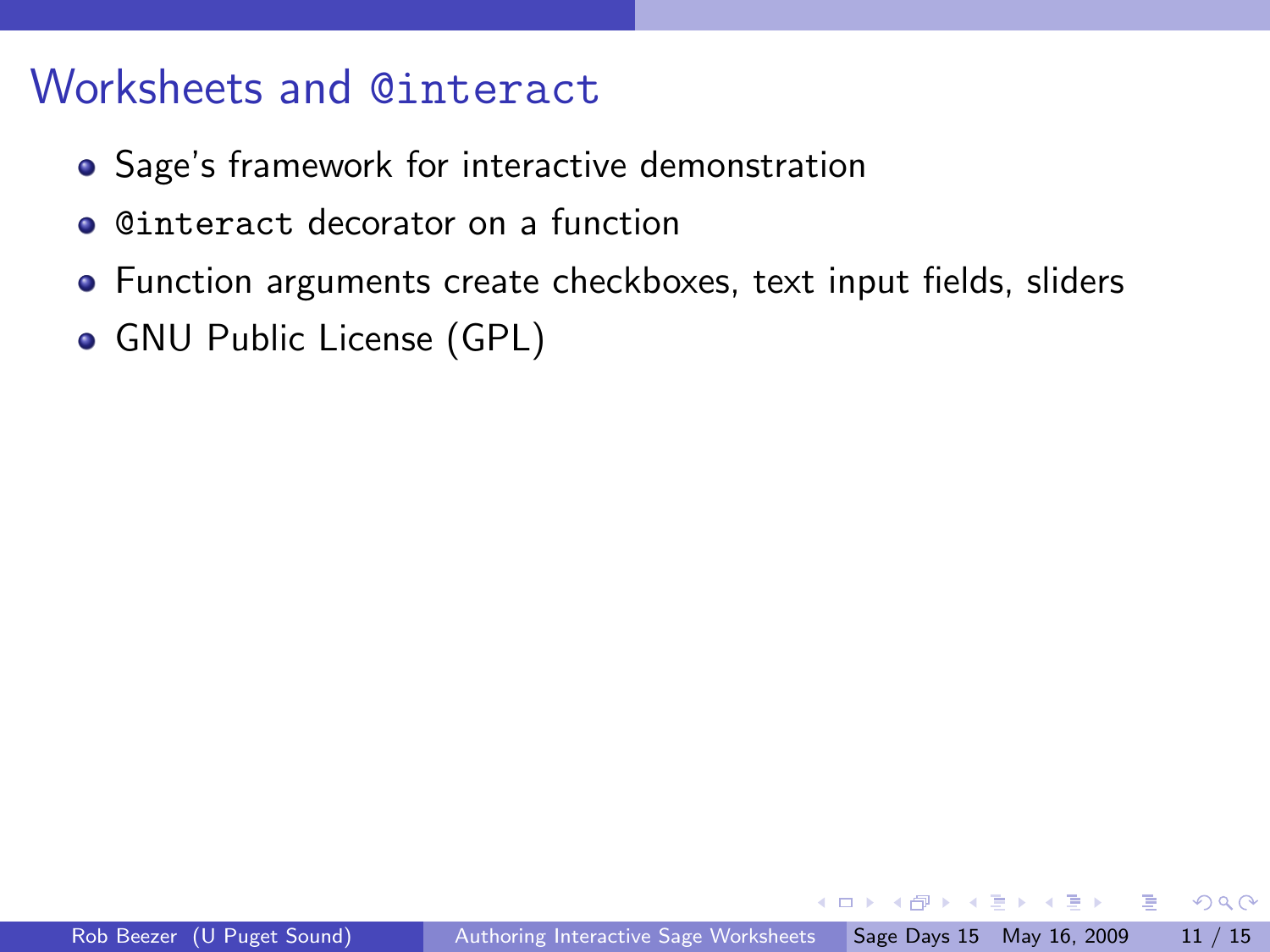# Worksheets and `@interact`

- Sage's framework for interactive demonstration
- `@interact` decorator on a function
- Function arguments create checkboxes, text input fields, sliders
- GNU Public License (GPL)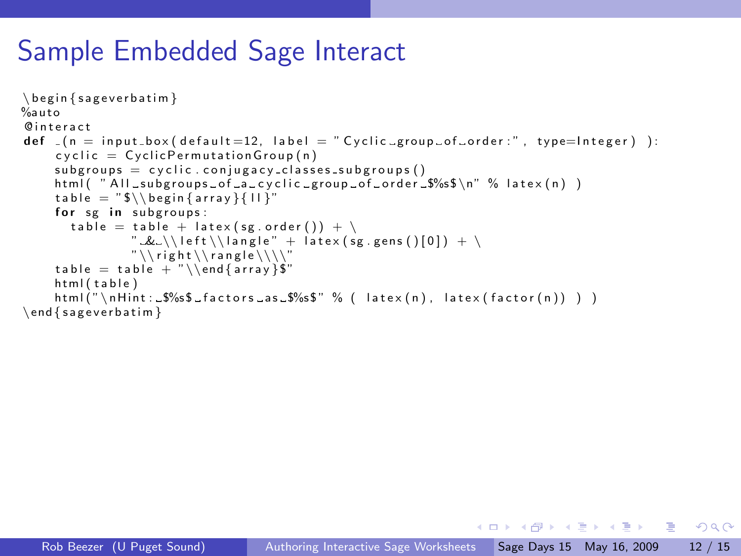# Sample Embedded Sage Interact

```
\begin{sageverbatim}
%auto
@interact
def _(n = input_box(default=12, label = "Cyclic group of order:", type=Integer) ):
    cyclic = CyclicPermutationGroup(n)
    subgroups = cyclic.conjugacy_classes_subgroups()
    html( "All subgroups of a cyclic group of order $%s$\n" % latex(n) )
    table = "$\\begin{array}{ll}"
    for sg in subgroups:
      table = table + latex(sg.order()) + \
              " & \\left\\langle" + latex(sg.gens()[0]) + \
              "\\right\\rangle\\\\"
    table = table + "\\end{array}$"
    html(table)
    html("\nHint: $%s$ factors as $%s$" % ( latex(n), latex(factor(n)) ) )
\end{sageverbatim}
```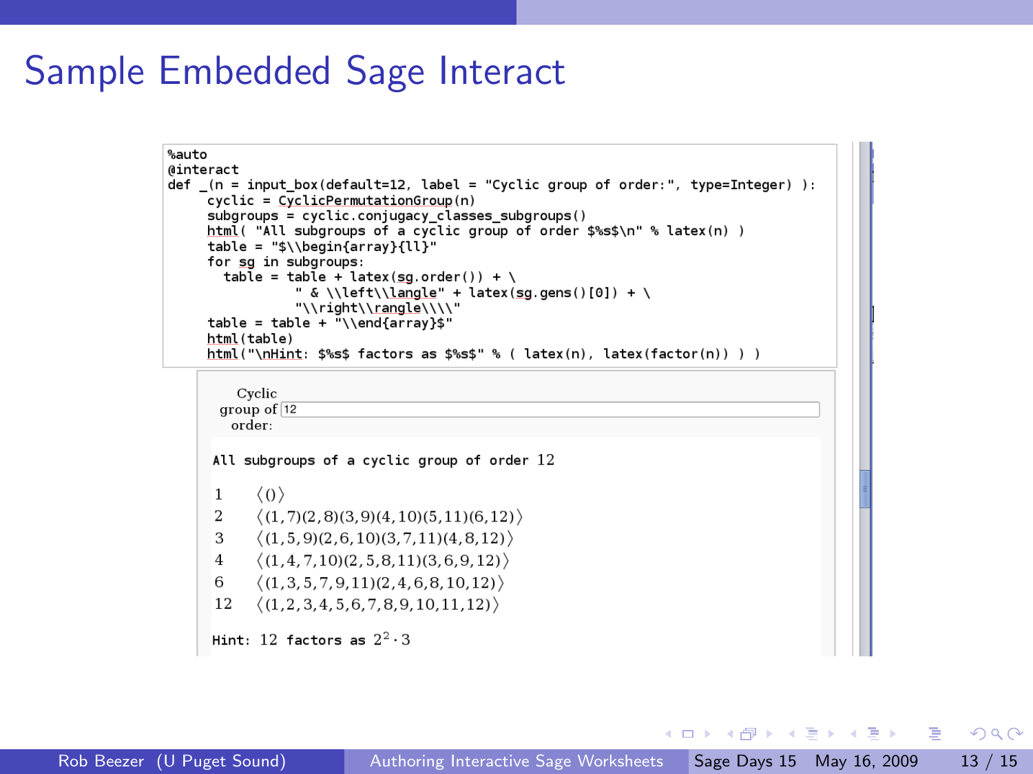# Sample Embedded Sage Interact

```
%auto
@interact
def _(n = input_box(default=12, label = "Cyclic group of order:", type=Integer) ):
     cyclic = CyclicPermutationGroup(n)
     subgroups = cyclic.conjugacy_classes_subgroups()
     html( "All subgroups of a cyclic group of order $%s$\n" % latex(n) )
     table = "$\\begin{array}{ll}"
     for sg in subgroups:
       table = table + latex(sg.order()) + \
               " & \\left\\langle" + latex(sg.gens()[0]) + \
               "\\right\\rangle\\\\"
     table = table + "\\end{array}$"
     html(table)
     html("\nHint: $%s$ factors as $%s$" % ( latex(n), latex(factor(n)) ) )
```

Cyclic group of order: 12

All subgroups of a cyclic group of order 12

$$\begin{array}{ll}
1 & \left\langle () \right\rangle \\
2 & \left\langle (1,7)(2,8)(3,9)(4,10)(5,11)(6,12) \right\rangle \\
3 & \left\langle (1,5,9)(2,6,10)(3,7,11)(4,8,12) \right\rangle \\
4 & \left\langle (1,4,7,10)(2,5,8,11)(3,6,9,12) \right\rangle \\
6 & \left\langle (1,3,5,7,9,11)(2,4,6,8,10,12) \right\rangle \\
12 & \left\langle (1,2,3,4,5,6,7,8,9,10,11,12) \right\rangle
\end{array}$$

Hint: $12$ factors as $2^2 \cdot 3$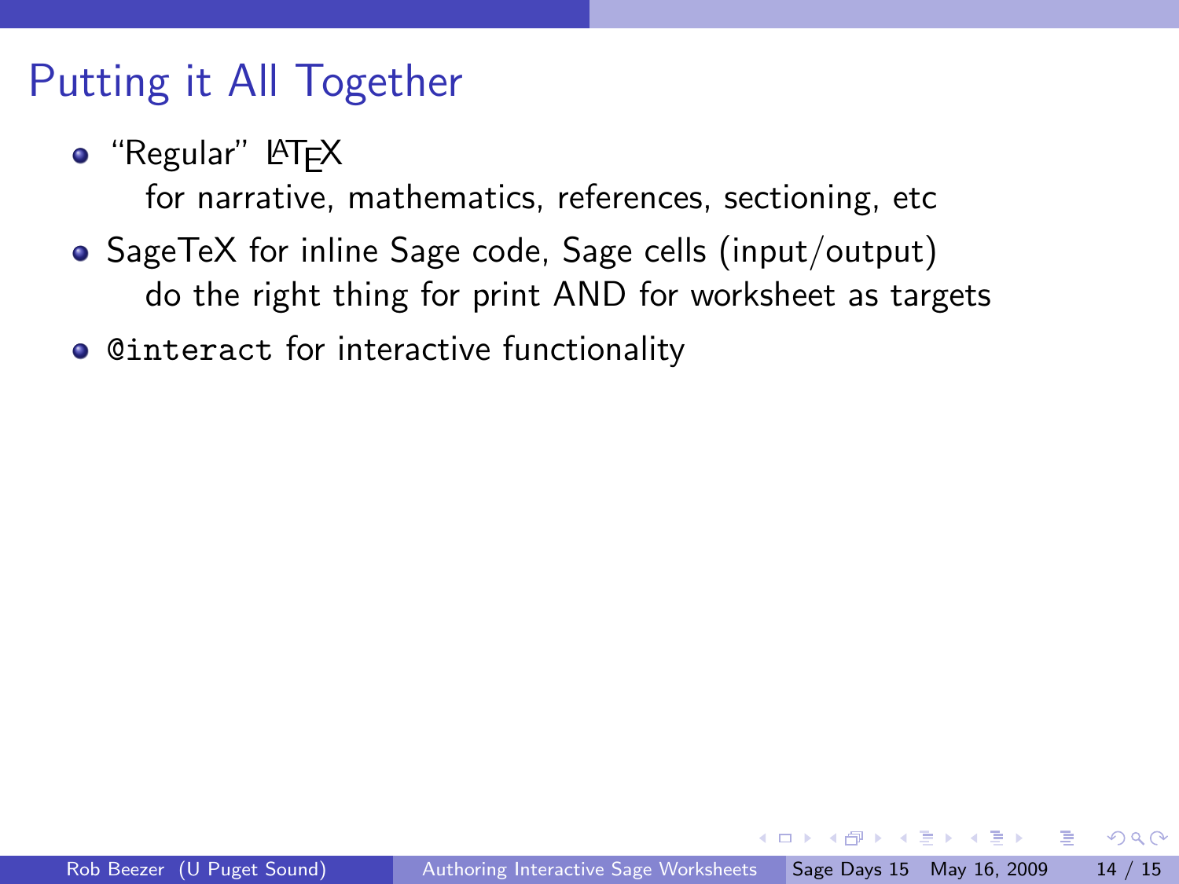## Putting it All Together

- "Regular" LaTeX
  for narrative, mathematics, references, sectioning, etc
- SageTeX for inline Sage code, Sage cells (input/output)
  do the right thing for print AND for worksheet as targets
- `@interact` for interactive functionality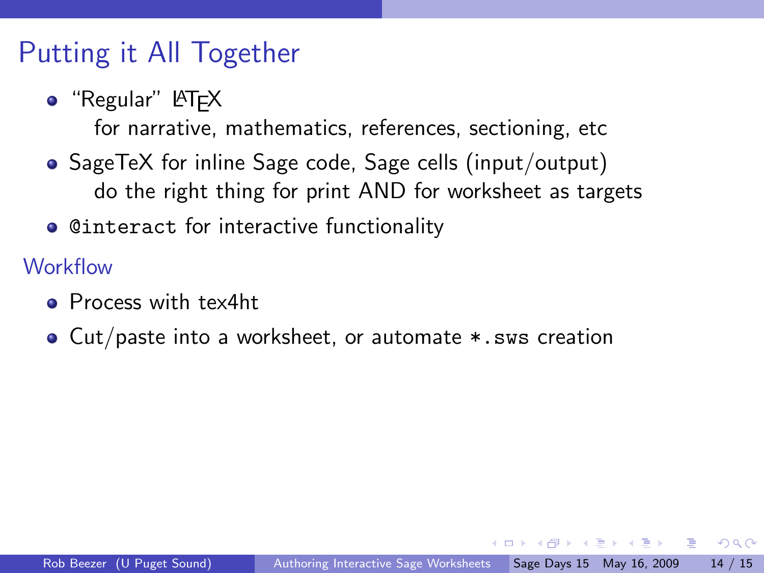# Putting it All Together

- "Regular" LaTeX
  for narrative, mathematics, references, sectioning, etc
- SageTeX for inline Sage code, Sage cells (input/output)
  do the right thing for print AND for worksheet as targets
- `@interact` for interactive functionality

## Workflow

- Process with tex4ht
- Cut/paste into a worksheet, or automate `*.sws` creation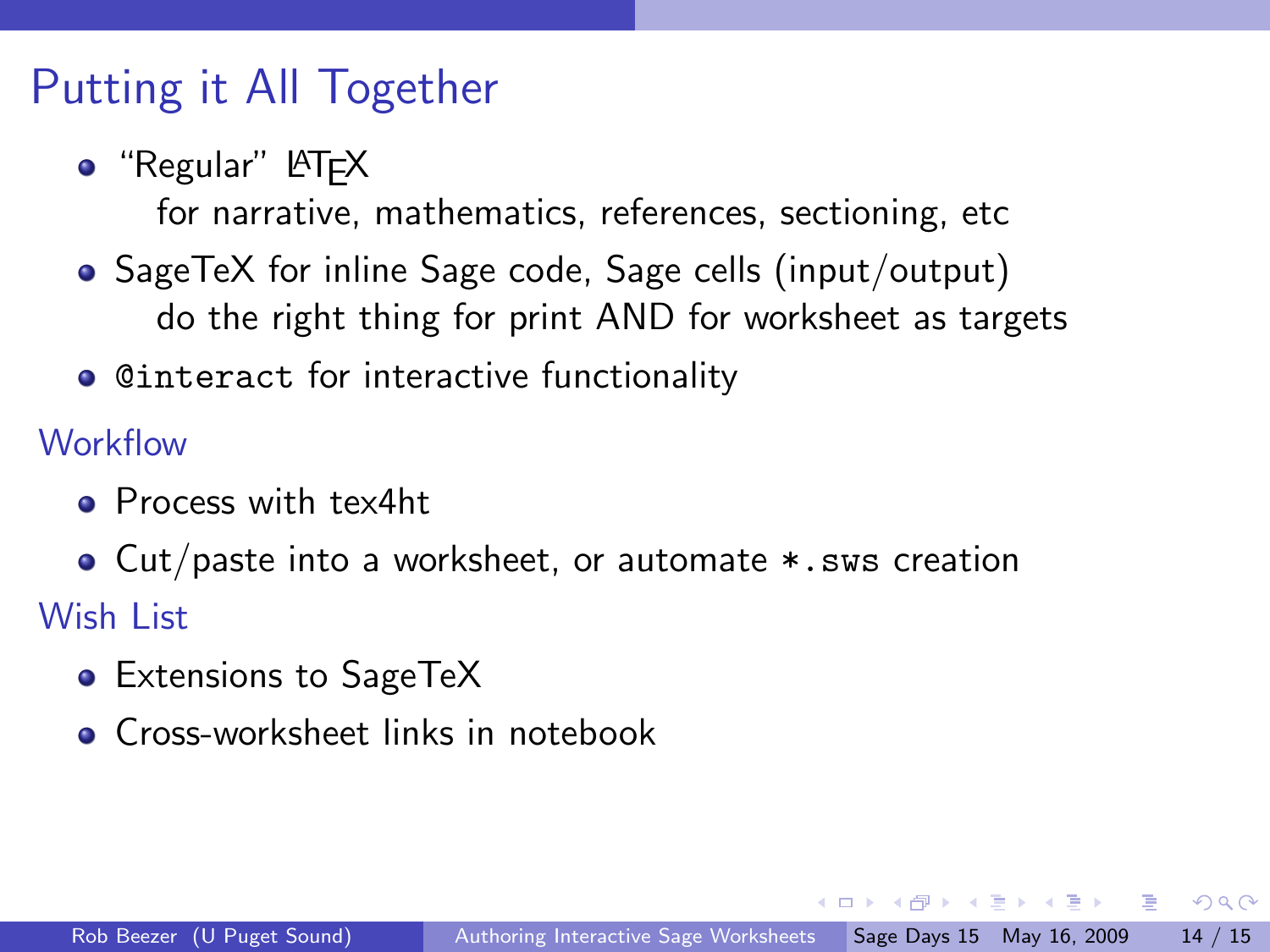# Putting it All Together

- "Regular" LaTeX
  for narrative, mathematics, references, sectioning, etc
- SageTeX for inline Sage code, Sage cells (input/output)
  do the right thing for print AND for worksheet as targets
- `@interact` for interactive functionality

## Workflow

- Process with tex4ht
- Cut/paste into a worksheet, or automate `*.sws` creation

## Wish List

- Extensions to SageTeX
- Cross-worksheet links in notebook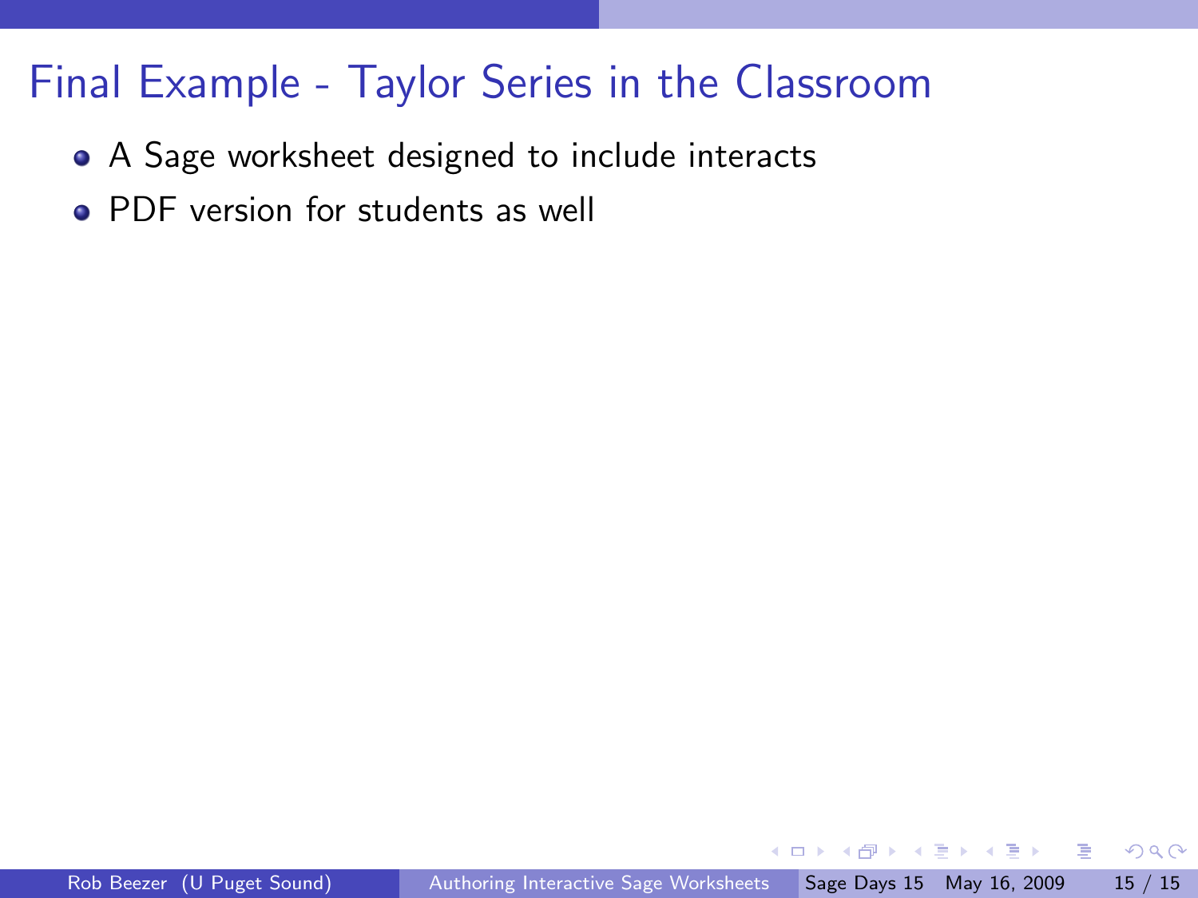# Final Example - Taylor Series in the Classroom

- A Sage worksheet designed to include interacts
- PDF version for students as well